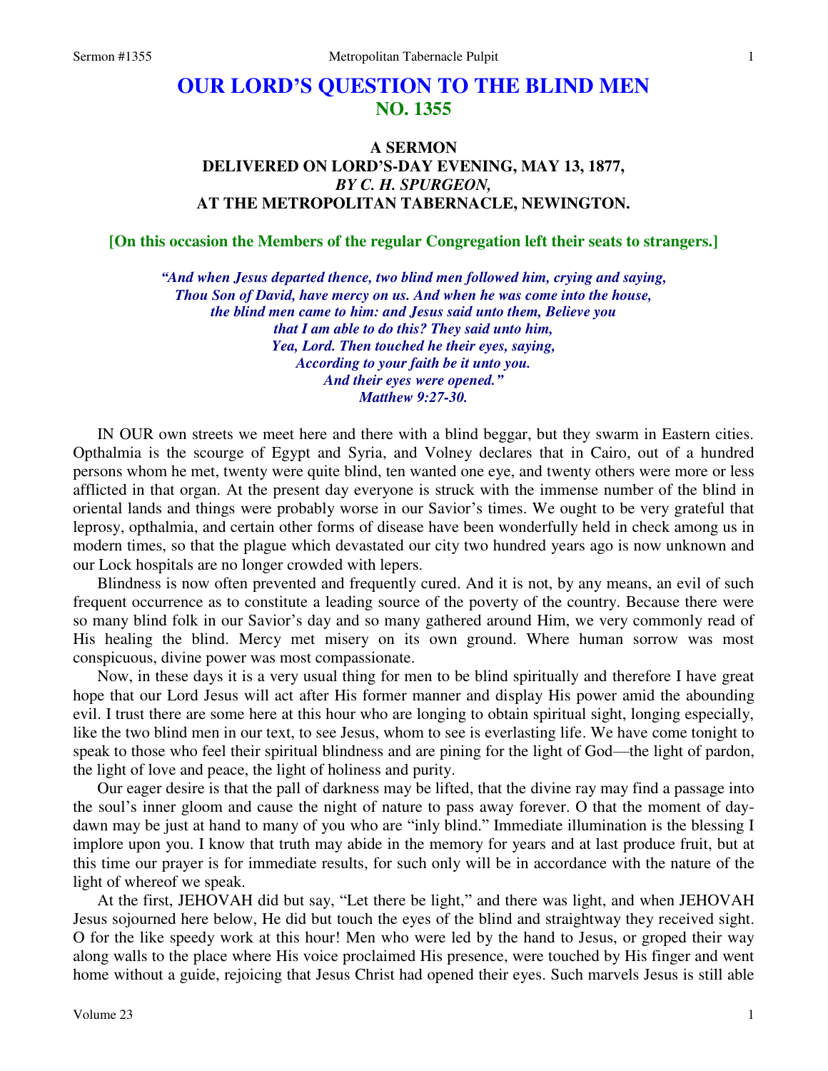# OUR LORD'S QUESTION TO THE BLIND MEN
## NO. 1355

### A SERMON
### DELIVERED ON LORD'S-DAY EVENING, MAY 13, 1877,
### *BY C. H. SPURGEON,*
### AT THE METROPOLITAN TABERNACLE, NEWINGTON.

**[On this occasion the Members of the regular Congregation left their seats to strangers.]**

> *"And when Jesus departed thence, two blind men followed him, crying and saying, Thou Son of David, have mercy on us. And when he was come into the house, the blind men came to him: and Jesus said unto them, Believe you that I am able to do this? They said unto him, Yea, Lord. Then touched he their eyes, saying, According to your faith be it unto you. And their eyes were opened."*
> *Matthew 9:27-30.*

IN OUR own streets we meet here and there with a blind beggar, but they swarm in Eastern cities. Opthalmia is the scourge of Egypt and Syria, and Volney declares that in Cairo, out of a hundred persons whom he met, twenty were quite blind, ten wanted one eye, and twenty others were more or less afflicted in that organ. At the present day everyone is struck with the immense number of the blind in oriental lands and things were probably worse in our Savior's times. We ought to be very grateful that leprosy, opthalmia, and certain other forms of disease have been wonderfully held in check among us in modern times, so that the plague which devastated our city two hundred years ago is now unknown and our Lock hospitals are no longer crowded with lepers.

Blindness is now often prevented and frequently cured. And it is not, by any means, an evil of such frequent occurrence as to constitute a leading source of the poverty of the country. Because there were so many blind folk in our Savior's day and so many gathered around Him, we very commonly read of His healing the blind. Mercy met misery on its own ground. Where human sorrow was most conspicuous, divine power was most compassionate.

Now, in these days it is a very usual thing for men to be blind spiritually and therefore I have great hope that our Lord Jesus will act after His former manner and display His power amid the abounding evil. I trust there are some here at this hour who are longing to obtain spiritual sight, longing especially, like the two blind men in our text, to see Jesus, whom to see is everlasting life. We have come tonight to speak to those who feel their spiritual blindness and are pining for the light of God—the light of pardon, the light of love and peace, the light of holiness and purity.

Our eager desire is that the pall of darkness may be lifted, that the divine ray may find a passage into the soul's inner gloom and cause the night of nature to pass away forever. O that the moment of day-dawn may be just at hand to many of you who are "inly blind." Immediate illumination is the blessing I implore upon you. I know that truth may abide in the memory for years and at last produce fruit, but at this time our prayer is for immediate results, for such only will be in accordance with the nature of the light of whereof we speak.

At the first, JEHOVAH did but say, "Let there be light," and there was light, and when JEHOVAH Jesus sojourned here below, He did but touch the eyes of the blind and straightway they received sight. O for the like speedy work at this hour! Men who were led by the hand to Jesus, or groped their way along walls to the place where His voice proclaimed His presence, were touched by His finger and went home without a guide, rejoicing that Jesus Christ had opened their eyes. Such marvels Jesus is still able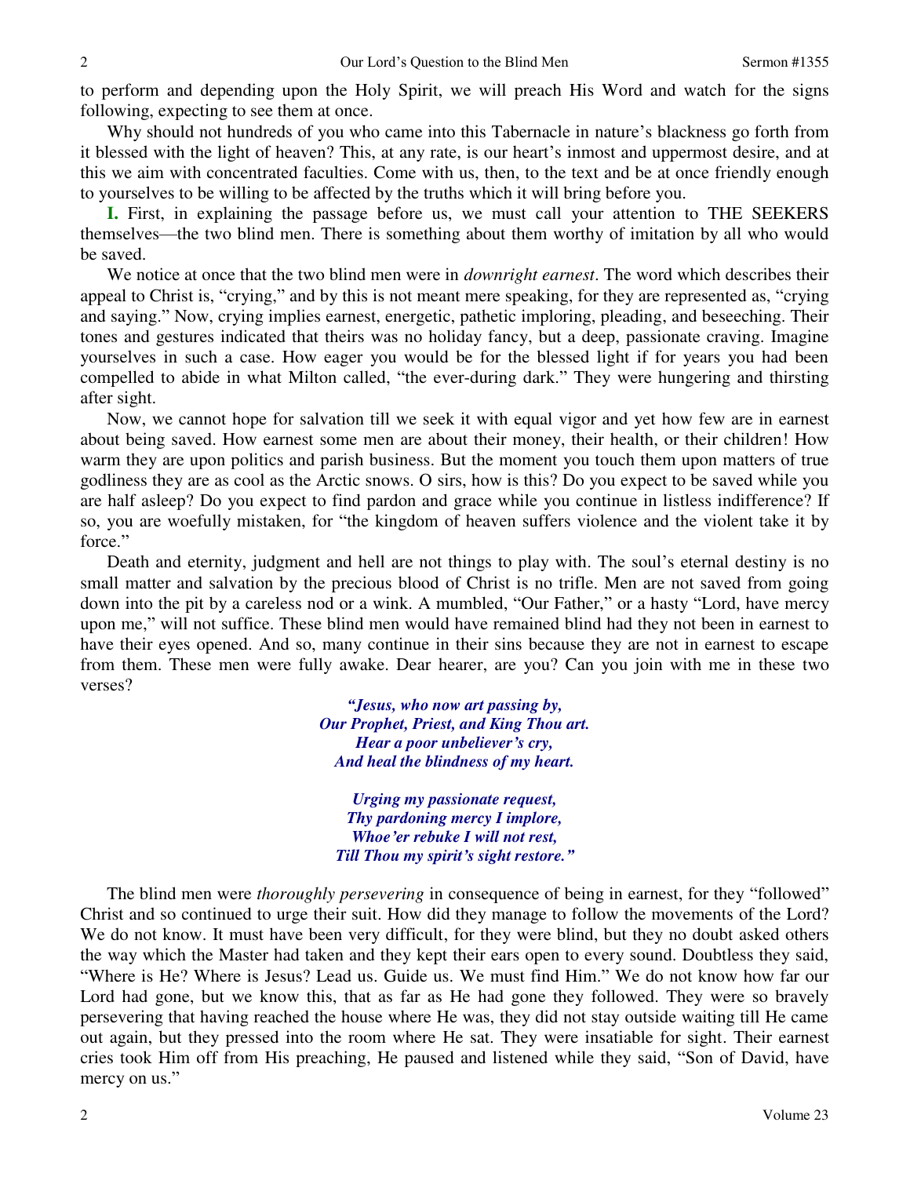to perform and depending upon the Holy Spirit, we will preach His Word and watch for the signs following, expecting to see them at once.

Why should not hundreds of you who came into this Tabernacle in nature's blackness go forth from it blessed with the light of heaven? This, at any rate, is our heart's inmost and uppermost desire, and at this we aim with concentrated faculties. Come with us, then, to the text and be at once friendly enough to yourselves to be willing to be affected by the truths which it will bring before you.

**I.** First, in explaining the passage before us, we must call your attention to THE SEEKERS themselves—the two blind men. There is something about them worthy of imitation by all who would be saved.

We notice at once that the two blind men were in *downright earnest*. The word which describes their appeal to Christ is, "crying," and by this is not meant mere speaking, for they are represented as, "crying and saying." Now, crying implies earnest, energetic, pathetic imploring, pleading, and beseeching. Their tones and gestures indicated that theirs was no holiday fancy, but a deep, passionate craving. Imagine yourselves in such a case. How eager you would be for the blessed light if for years you had been compelled to abide in what Milton called, "the ever-during dark." They were hungering and thirsting after sight.

Now, we cannot hope for salvation till we seek it with equal vigor and yet how few are in earnest about being saved. How earnest some men are about their money, their health, or their children! How warm they are upon politics and parish business. But the moment you touch them upon matters of true godliness they are as cool as the Arctic snows. O sirs, how is this? Do you expect to be saved while you are half asleep? Do you expect to find pardon and grace while you continue in listless indifference? If so, you are woefully mistaken, for "the kingdom of heaven suffers violence and the violent take it by force."

Death and eternity, judgment and hell are not things to play with. The soul's eternal destiny is no small matter and salvation by the precious blood of Christ is no trifle. Men are not saved from going down into the pit by a careless nod or a wink. A mumbled, "Our Father," or a hasty "Lord, have mercy upon me," will not suffice. These blind men would have remained blind had they not been in earnest to have their eyes opened. And so, many continue in their sins because they are not in earnest to escape from them. These men were fully awake. Dear hearer, are you? Can you join with me in these two verses?

> ***"Jesus, who now art passing by,***
> ***Our Prophet, Priest, and King Thou art.***
> ***Hear a poor unbeliever's cry,***
> ***And heal the blindness of my heart.***
>
> ***Urging my passionate request,***
> ***Thy pardoning mercy I implore,***
> ***Whoe'er rebuke I will not rest,***
> ***Till Thou my spirit's sight restore."***

The blind men were *thoroughly persevering* in consequence of being in earnest, for they "followed" Christ and so continued to urge their suit. How did they manage to follow the movements of the Lord? We do not know. It must have been very difficult, for they were blind, but they no doubt asked others the way which the Master had taken and they kept their ears open to every sound. Doubtless they said, "Where is He? Where is Jesus? Lead us. Guide us. We must find Him." We do not know how far our Lord had gone, but we know this, that as far as He had gone they followed. They were so bravely persevering that having reached the house where He was, they did not stay outside waiting till He came out again, but they pressed into the room where He sat. They were insatiable for sight. Their earnest cries took Him off from His preaching, He paused and listened while they said, "Son of David, have mercy on us."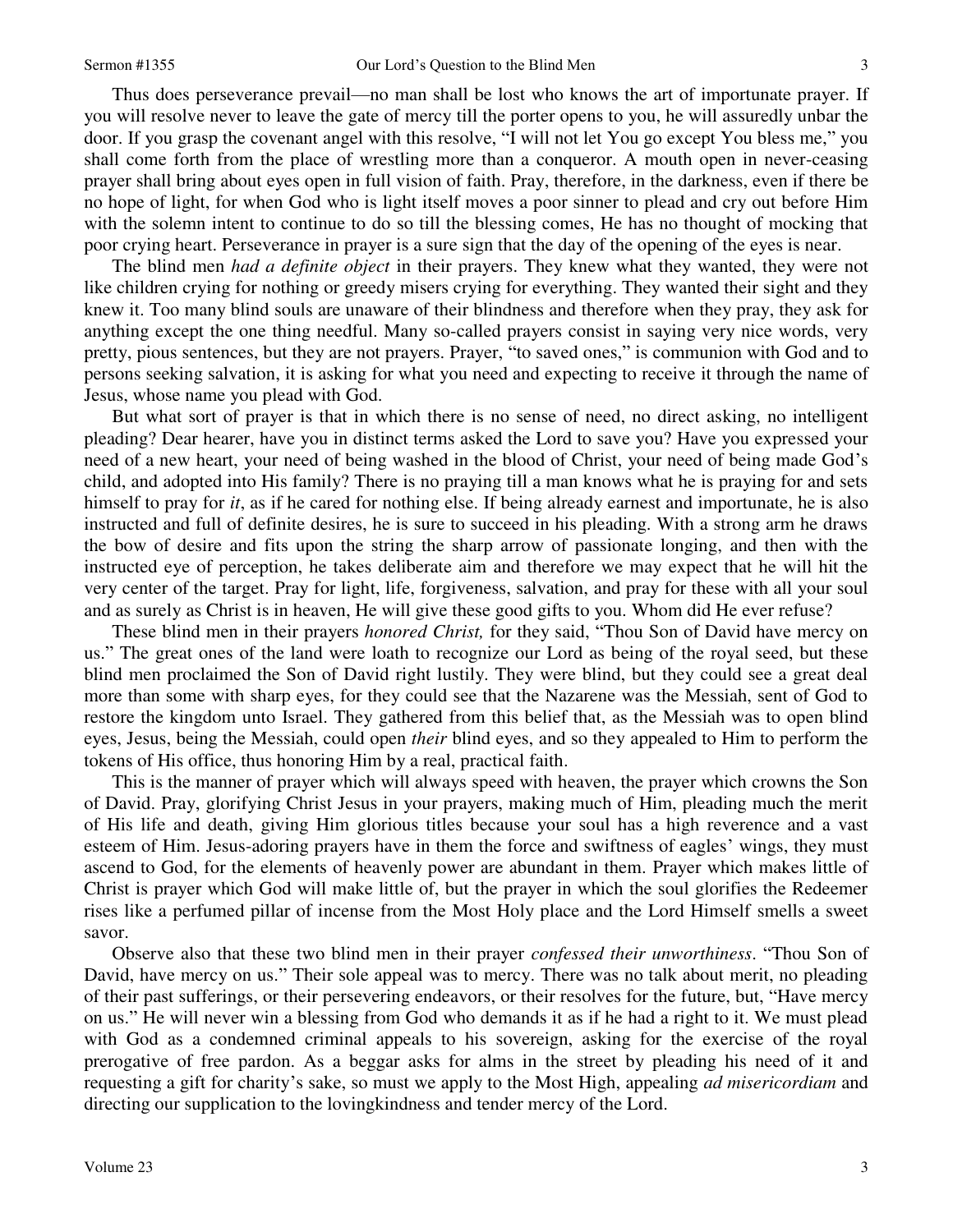Thus does perseverance prevail—no man shall be lost who knows the art of importunate prayer. If you will resolve never to leave the gate of mercy till the porter opens to you, he will assuredly unbar the door. If you grasp the covenant angel with this resolve, "I will not let You go except You bless me," you shall come forth from the place of wrestling more than a conqueror. A mouth open in never-ceasing prayer shall bring about eyes open in full vision of faith. Pray, therefore, in the darkness, even if there be no hope of light, for when God who is light itself moves a poor sinner to plead and cry out before Him with the solemn intent to continue to do so till the blessing comes, He has no thought of mocking that poor crying heart. Perseverance in prayer is a sure sign that the day of the opening of the eyes is near.

The blind men *had a definite object* in their prayers. They knew what they wanted, they were not like children crying for nothing or greedy misers crying for everything. They wanted their sight and they knew it. Too many blind souls are unaware of their blindness and therefore when they pray, they ask for anything except the one thing needful. Many so-called prayers consist in saying very nice words, very pretty, pious sentences, but they are not prayers. Prayer, "to saved ones," is communion with God and to persons seeking salvation, it is asking for what you need and expecting to receive it through the name of Jesus, whose name you plead with God.

But what sort of prayer is that in which there is no sense of need, no direct asking, no intelligent pleading? Dear hearer, have you in distinct terms asked the Lord to save you? Have you expressed your need of a new heart, your need of being washed in the blood of Christ, your need of being made God's child, and adopted into His family? There is no praying till a man knows what he is praying for and sets himself to pray for *it*, as if he cared for nothing else. If being already earnest and importunate, he is also instructed and full of definite desires, he is sure to succeed in his pleading. With a strong arm he draws the bow of desire and fits upon the string the sharp arrow of passionate longing, and then with the instructed eye of perception, he takes deliberate aim and therefore we may expect that he will hit the very center of the target. Pray for light, life, forgiveness, salvation, and pray for these with all your soul and as surely as Christ is in heaven, He will give these good gifts to you. Whom did He ever refuse?

These blind men in their prayers *honored Christ,* for they said, "Thou Son of David have mercy on us." The great ones of the land were loath to recognize our Lord as being of the royal seed, but these blind men proclaimed the Son of David right lustily. They were blind, but they could see a great deal more than some with sharp eyes, for they could see that the Nazarene was the Messiah, sent of God to restore the kingdom unto Israel. They gathered from this belief that, as the Messiah was to open blind eyes, Jesus, being the Messiah, could open *their* blind eyes, and so they appealed to Him to perform the tokens of His office, thus honoring Him by a real, practical faith.

This is the manner of prayer which will always speed with heaven, the prayer which crowns the Son of David. Pray, glorifying Christ Jesus in your prayers, making much of Him, pleading much the merit of His life and death, giving Him glorious titles because your soul has a high reverence and a vast esteem of Him. Jesus-adoring prayers have in them the force and swiftness of eagles' wings, they must ascend to God, for the elements of heavenly power are abundant in them. Prayer which makes little of Christ is prayer which God will make little of, but the prayer in which the soul glorifies the Redeemer rises like a perfumed pillar of incense from the Most Holy place and the Lord Himself smells a sweet savor.

Observe also that these two blind men in their prayer *confessed their unworthiness*. "Thou Son of David, have mercy on us." Their sole appeal was to mercy. There was no talk about merit, no pleading of their past sufferings, or their persevering endeavors, or their resolves for the future, but, "Have mercy on us." He will never win a blessing from God who demands it as if he had a right to it. We must plead with God as a condemned criminal appeals to his sovereign, asking for the exercise of the royal prerogative of free pardon. As a beggar asks for alms in the street by pleading his need of it and requesting a gift for charity's sake, so must we apply to the Most High, appealing *ad misericordiam* and directing our supplication to the lovingkindness and tender mercy of the Lord.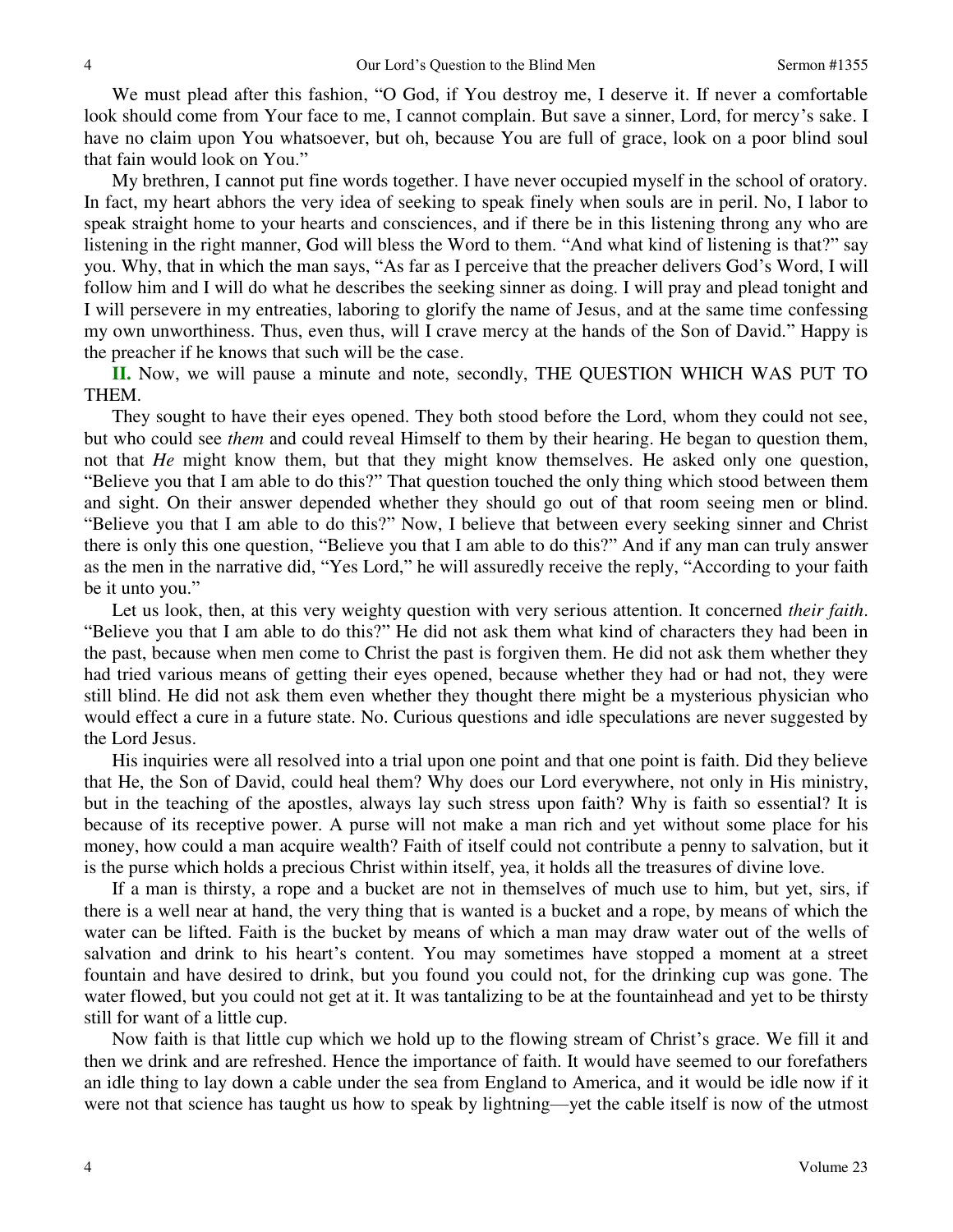We must plead after this fashion, "O God, if You destroy me, I deserve it. If never a comfortable look should come from Your face to me, I cannot complain. But save a sinner, Lord, for mercy's sake. I have no claim upon You whatsoever, but oh, because You are full of grace, look on a poor blind soul that fain would look on You."

My brethren, I cannot put fine words together. I have never occupied myself in the school of oratory. In fact, my heart abhors the very idea of seeking to speak finely when souls are in peril. No, I labor to speak straight home to your hearts and consciences, and if there be in this listening throng any who are listening in the right manner, God will bless the Word to them. "And what kind of listening is that?" say you. Why, that in which the man says, "As far as I perceive that the preacher delivers God's Word, I will follow him and I will do what he describes the seeking sinner as doing. I will pray and plead tonight and I will persevere in my entreaties, laboring to glorify the name of Jesus, and at the same time confessing my own unworthiness. Thus, even thus, will I crave mercy at the hands of the Son of David." Happy is the preacher if he knows that such will be the case.

**II.** Now, we will pause a minute and note, secondly, THE QUESTION WHICH WAS PUT TO THEM.

They sought to have their eyes opened. They both stood before the Lord, whom they could not see, but who could see *them* and could reveal Himself to them by their hearing. He began to question them, not that *He* might know them, but that they might know themselves. He asked only one question, "Believe you that I am able to do this?" That question touched the only thing which stood between them and sight. On their answer depended whether they should go out of that room seeing men or blind. "Believe you that I am able to do this?" Now, I believe that between every seeking sinner and Christ there is only this one question, "Believe you that I am able to do this?" And if any man can truly answer as the men in the narrative did, "Yes Lord," he will assuredly receive the reply, "According to your faith be it unto you."

Let us look, then, at this very weighty question with very serious attention. It concerned *their faith*. "Believe you that I am able to do this?" He did not ask them what kind of characters they had been in the past, because when men come to Christ the past is forgiven them. He did not ask them whether they had tried various means of getting their eyes opened, because whether they had or had not, they were still blind. He did not ask them even whether they thought there might be a mysterious physician who would effect a cure in a future state. No. Curious questions and idle speculations are never suggested by the Lord Jesus.

His inquiries were all resolved into a trial upon one point and that one point is faith. Did they believe that He, the Son of David, could heal them? Why does our Lord everywhere, not only in His ministry, but in the teaching of the apostles, always lay such stress upon faith? Why is faith so essential? It is because of its receptive power. A purse will not make a man rich and yet without some place for his money, how could a man acquire wealth? Faith of itself could not contribute a penny to salvation, but it is the purse which holds a precious Christ within itself, yea, it holds all the treasures of divine love.

If a man is thirsty, a rope and a bucket are not in themselves of much use to him, but yet, sirs, if there is a well near at hand, the very thing that is wanted is a bucket and a rope, by means of which the water can be lifted. Faith is the bucket by means of which a man may draw water out of the wells of salvation and drink to his heart's content. You may sometimes have stopped a moment at a street fountain and have desired to drink, but you found you could not, for the drinking cup was gone. The water flowed, but you could not get at it. It was tantalizing to be at the fountainhead and yet to be thirsty still for want of a little cup.

Now faith is that little cup which we hold up to the flowing stream of Christ's grace. We fill it and then we drink and are refreshed. Hence the importance of faith. It would have seemed to our forefathers an idle thing to lay down a cable under the sea from England to America, and it would be idle now if it were not that science has taught us how to speak by lightning—yet the cable itself is now of the utmost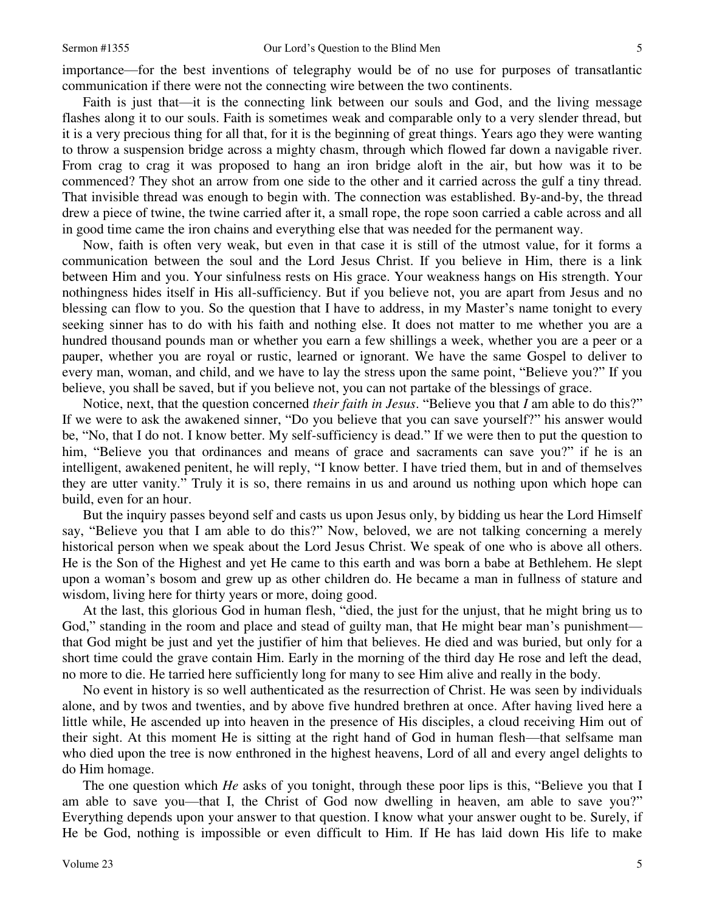importance—for the best inventions of telegraphy would be of no use for purposes of transatlantic communication if there were not the connecting wire between the two continents.

Faith is just that—it is the connecting link between our souls and God, and the living message flashes along it to our souls. Faith is sometimes weak and comparable only to a very slender thread, but it is a very precious thing for all that, for it is the beginning of great things. Years ago they were wanting to throw a suspension bridge across a mighty chasm, through which flowed far down a navigable river. From crag to crag it was proposed to hang an iron bridge aloft in the air, but how was it to be commenced? They shot an arrow from one side to the other and it carried across the gulf a tiny thread. That invisible thread was enough to begin with. The connection was established. By-and-by, the thread drew a piece of twine, the twine carried after it, a small rope, the rope soon carried a cable across and all in good time came the iron chains and everything else that was needed for the permanent way.

Now, faith is often very weak, but even in that case it is still of the utmost value, for it forms a communication between the soul and the Lord Jesus Christ. If you believe in Him, there is a link between Him and you. Your sinfulness rests on His grace. Your weakness hangs on His strength. Your nothingness hides itself in His all-sufficiency. But if you believe not, you are apart from Jesus and no blessing can flow to you. So the question that I have to address, in my Master's name tonight to every seeking sinner has to do with his faith and nothing else. It does not matter to me whether you are a hundred thousand pounds man or whether you earn a few shillings a week, whether you are a peer or a pauper, whether you are royal or rustic, learned or ignorant. We have the same Gospel to deliver to every man, woman, and child, and we have to lay the stress upon the same point, "Believe you?" If you believe, you shall be saved, but if you believe not, you can not partake of the blessings of grace.

Notice, next, that the question concerned *their faith in Jesus*. "Believe you that *I* am able to do this?" If we were to ask the awakened sinner, "Do you believe that you can save yourself?" his answer would be, "No, that I do not. I know better. My self-sufficiency is dead." If we were then to put the question to him, "Believe you that ordinances and means of grace and sacraments can save you?" if he is an intelligent, awakened penitent, he will reply, "I know better. I have tried them, but in and of themselves they are utter vanity." Truly it is so, there remains in us and around us nothing upon which hope can build, even for an hour.

But the inquiry passes beyond self and casts us upon Jesus only, by bidding us hear the Lord Himself say, "Believe you that I am able to do this?" Now, beloved, we are not talking concerning a merely historical person when we speak about the Lord Jesus Christ. We speak of one who is above all others. He is the Son of the Highest and yet He came to this earth and was born a babe at Bethlehem. He slept upon a woman's bosom and grew up as other children do. He became a man in fullness of stature and wisdom, living here for thirty years or more, doing good.

At the last, this glorious God in human flesh, "died, the just for the unjust, that he might bring us to God," standing in the room and place and stead of guilty man, that He might bear man's punishment—that God might be just and yet the justifier of him that believes. He died and was buried, but only for a short time could the grave contain Him. Early in the morning of the third day He rose and left the dead, no more to die. He tarried here sufficiently long for many to see Him alive and really in the body.

No event in history is so well authenticated as the resurrection of Christ. He was seen by individuals alone, and by twos and twenties, and by above five hundred brethren at once. After having lived here a little while, He ascended up into heaven in the presence of His disciples, a cloud receiving Him out of their sight. At this moment He is sitting at the right hand of God in human flesh—that selfsame man who died upon the tree is now enthroned in the highest heavens, Lord of all and every angel delights to do Him homage.

The one question which *He* asks of you tonight, through these poor lips is this, "Believe you that I am able to save you—that I, the Christ of God now dwelling in heaven, am able to save you?" Everything depends upon your answer to that question. I know what your answer ought to be. Surely, if He be God, nothing is impossible or even difficult to Him. If He has laid down His life to make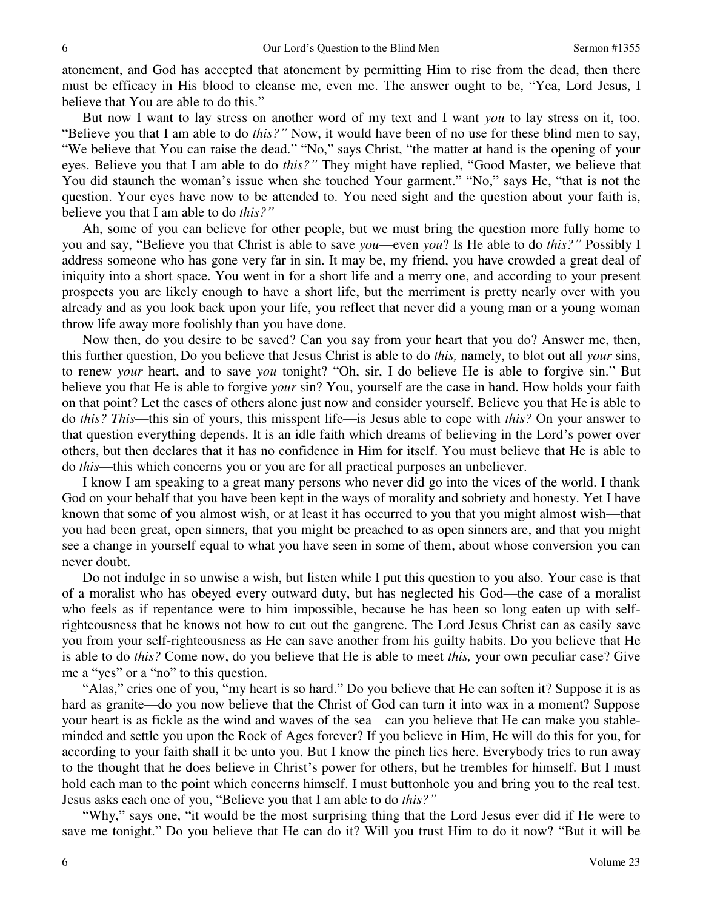atonement, and God has accepted that atonement by permitting Him to rise from the dead, then there must be efficacy in His blood to cleanse me, even me. The answer ought to be, "Yea, Lord Jesus, I believe that You are able to do this."

But now I want to lay stress on another word of my text and I want *you* to lay stress on it, too. "Believe you that I am able to do *this?"* Now, it would have been of no use for these blind men to say, "We believe that You can raise the dead." "No," says Christ, "the matter at hand is the opening of your eyes. Believe you that I am able to do *this?"* They might have replied, "Good Master, we believe that You did staunch the woman's issue when she touched Your garment." "No," says He, "that is not the question. Your eyes have now to be attended to. You need sight and the question about your faith is, believe you that I am able to do *this?"*

Ah, some of you can believe for other people, but we must bring the question more fully home to you and say, "Believe you that Christ is able to save *you*—even *you*? Is He able to do *this?"* Possibly I address someone who has gone very far in sin. It may be, my friend, you have crowded a great deal of iniquity into a short space. You went in for a short life and a merry one, and according to your present prospects you are likely enough to have a short life, but the merriment is pretty nearly over with you already and as you look back upon your life, you reflect that never did a young man or a young woman throw life away more foolishly than you have done.

Now then, do you desire to be saved? Can you say from your heart that you do? Answer me, then, this further question, Do you believe that Jesus Christ is able to do *this,* namely, to blot out all *your* sins, to renew *your* heart, and to save *you* tonight? "Oh, sir, I do believe He is able to forgive sin." But believe you that He is able to forgive *your* sin? You, yourself are the case in hand. How holds your faith on that point? Let the cases of others alone just now and consider yourself. Believe you that He is able to do *this? This*—this sin of yours, this misspent life—is Jesus able to cope with *this?* On your answer to that question everything depends. It is an idle faith which dreams of believing in the Lord's power over others, but then declares that it has no confidence in Him for itself. You must believe that He is able to do *this*—this which concerns you or you are for all practical purposes an unbeliever.

I know I am speaking to a great many persons who never did go into the vices of the world. I thank God on your behalf that you have been kept in the ways of morality and sobriety and honesty. Yet I have known that some of you almost wish, or at least it has occurred to you that you might almost wish—that you had been great, open sinners, that you might be preached to as open sinners are, and that you might see a change in yourself equal to what you have seen in some of them, about whose conversion you can never doubt.

Do not indulge in so unwise a wish, but listen while I put this question to you also. Your case is that of a moralist who has obeyed every outward duty, but has neglected his God—the case of a moralist who feels as if repentance were to him impossible, because he has been so long eaten up with self-righteousness that he knows not how to cut out the gangrene. The Lord Jesus Christ can as easily save you from your self-righteousness as He can save another from his guilty habits. Do you believe that He is able to do *this?* Come now, do you believe that He is able to meet *this,* your own peculiar case? Give me a "yes" or a "no" to this question.

"Alas," cries one of you, "my heart is so hard." Do you believe that He can soften it? Suppose it is as hard as granite—do you now believe that the Christ of God can turn it into wax in a moment? Suppose your heart is as fickle as the wind and waves of the sea—can you believe that He can make you stable-minded and settle you upon the Rock of Ages forever? If you believe in Him, He will do this for you, for according to your faith shall it be unto you. But I know the pinch lies here. Everybody tries to run away to the thought that he does believe in Christ's power for others, but he trembles for himself. But I must hold each man to the point which concerns himself. I must buttonhole you and bring you to the real test. Jesus asks each one of you, "Believe you that I am able to do *this?"*

"Why," says one, "it would be the most surprising thing that the Lord Jesus ever did if He were to save me tonight." Do you believe that He can do it? Will you trust Him to do it now? "But it will be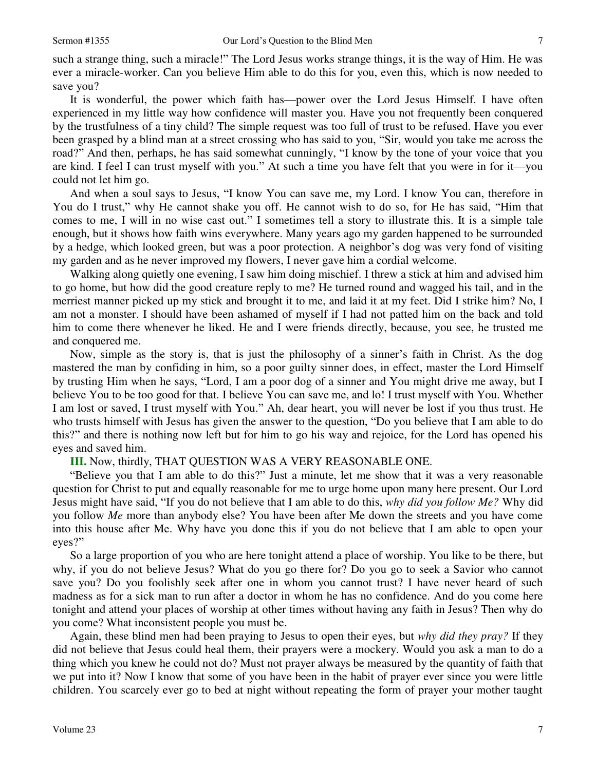such a strange thing, such a miracle!" The Lord Jesus works strange things, it is the way of Him. He was ever a miracle-worker. Can you believe Him able to do this for you, even this, which is now needed to save you?

It is wonderful, the power which faith has—power over the Lord Jesus Himself. I have often experienced in my little way how confidence will master you. Have you not frequently been conquered by the trustfulness of a tiny child? The simple request was too full of trust to be refused. Have you ever been grasped by a blind man at a street crossing who has said to you, "Sir, would you take me across the road?" And then, perhaps, he has said somewhat cunningly, "I know by the tone of your voice that you are kind. I feel I can trust myself with you." At such a time you have felt that you were in for it—you could not let him go.

And when a soul says to Jesus, "I know You can save me, my Lord. I know You can, therefore in You do I trust," why He cannot shake you off. He cannot wish to do so, for He has said, "Him that comes to me, I will in no wise cast out." I sometimes tell a story to illustrate this. It is a simple tale enough, but it shows how faith wins everywhere. Many years ago my garden happened to be surrounded by a hedge, which looked green, but was a poor protection. A neighbor's dog was very fond of visiting my garden and as he never improved my flowers, I never gave him a cordial welcome.

Walking along quietly one evening, I saw him doing mischief. I threw a stick at him and advised him to go home, but how did the good creature reply to me? He turned round and wagged his tail, and in the merriest manner picked up my stick and brought it to me, and laid it at my feet. Did I strike him? No, I am not a monster. I should have been ashamed of myself if I had not patted him on the back and told him to come there whenever he liked. He and I were friends directly, because, you see, he trusted me and conquered me.

Now, simple as the story is, that is just the philosophy of a sinner's faith in Christ. As the dog mastered the man by confiding in him, so a poor guilty sinner does, in effect, master the Lord Himself by trusting Him when he says, "Lord, I am a poor dog of a sinner and You might drive me away, but I believe You to be too good for that. I believe You can save me, and lo! I trust myself with You. Whether I am lost or saved, I trust myself with You." Ah, dear heart, you will never be lost if you thus trust. He who trusts himself with Jesus has given the answer to the question, "Do you believe that I am able to do this?" and there is nothing now left but for him to go his way and rejoice, for the Lord has opened his eyes and saved him.

**III.** Now, thirdly, THAT QUESTION WAS A VERY REASONABLE ONE.

"Believe you that I am able to do this?" Just a minute, let me show that it was a very reasonable question for Christ to put and equally reasonable for me to urge home upon many here present. Our Lord Jesus might have said, "If you do not believe that I am able to do this, *why did you follow Me?* Why did you follow *Me* more than anybody else? You have been after Me down the streets and you have come into this house after Me. Why have you done this if you do not believe that I am able to open your eyes?"

So a large proportion of you who are here tonight attend a place of worship. You like to be there, but why, if you do not believe Jesus? What do you go there for? Do you go to seek a Savior who cannot save you? Do you foolishly seek after one in whom you cannot trust? I have never heard of such madness as for a sick man to run after a doctor in whom he has no confidence. And do you come here tonight and attend your places of worship at other times without having any faith in Jesus? Then why do you come? What inconsistent people you must be.

Again, these blind men had been praying to Jesus to open their eyes, but *why did they pray?* If they did not believe that Jesus could heal them, their prayers were a mockery. Would you ask a man to do a thing which you knew he could not do? Must not prayer always be measured by the quantity of faith that we put into it? Now I know that some of you have been in the habit of prayer ever since you were little children. You scarcely ever go to bed at night without repeating the form of prayer your mother taught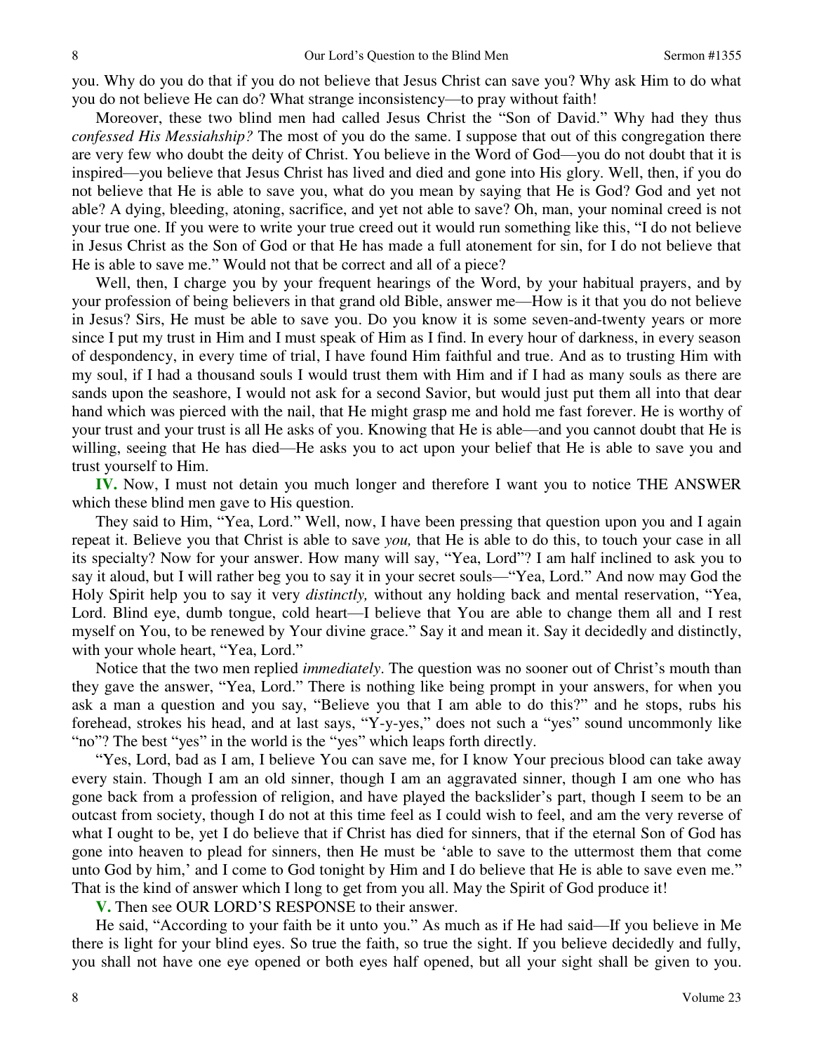you. Why do you do that if you do not believe that Jesus Christ can save you? Why ask Him to do what you do not believe He can do? What strange inconsistency—to pray without faith!

Moreover, these two blind men had called Jesus Christ the "Son of David." Why had they thus *confessed His Messiahship?* The most of you do the same. I suppose that out of this congregation there are very few who doubt the deity of Christ. You believe in the Word of God—you do not doubt that it is inspired—you believe that Jesus Christ has lived and died and gone into His glory. Well, then, if you do not believe that He is able to save you, what do you mean by saying that He is God? God and yet not able? A dying, bleeding, atoning, sacrifice, and yet not able to save? Oh, man, your nominal creed is not your true one. If you were to write your true creed out it would run something like this, "I do not believe in Jesus Christ as the Son of God or that He has made a full atonement for sin, for I do not believe that He is able to save me." Would not that be correct and all of a piece?

Well, then, I charge you by your frequent hearings of the Word, by your habitual prayers, and by your profession of being believers in that grand old Bible, answer me—How is it that you do not believe in Jesus? Sirs, He must be able to save you. Do you know it is some seven-and-twenty years or more since I put my trust in Him and I must speak of Him as I find. In every hour of darkness, in every season of despondency, in every time of trial, I have found Him faithful and true. And as to trusting Him with my soul, if I had a thousand souls I would trust them with Him and if I had as many souls as there are sands upon the seashore, I would not ask for a second Savior, but would just put them all into that dear hand which was pierced with the nail, that He might grasp me and hold me fast forever. He is worthy of your trust and your trust is all He asks of you. Knowing that He is able—and you cannot doubt that He is willing, seeing that He has died—He asks you to act upon your belief that He is able to save you and trust yourself to Him.

**IV.** Now, I must not detain you much longer and therefore I want you to notice THE ANSWER which these blind men gave to His question.

They said to Him, "Yea, Lord." Well, now, I have been pressing that question upon you and I again repeat it. Believe you that Christ is able to save *you,* that He is able to do this, to touch your case in all its specialty? Now for your answer. How many will say, "Yea, Lord"? I am half inclined to ask you to say it aloud, but I will rather beg you to say it in your secret souls—"Yea, Lord." And now may God the Holy Spirit help you to say it very *distinctly,* without any holding back and mental reservation, "Yea, Lord. Blind eye, dumb tongue, cold heart—I believe that You are able to change them all and I rest myself on You, to be renewed by Your divine grace." Say it and mean it. Say it decidedly and distinctly, with your whole heart, "Yea, Lord."

Notice that the two men replied *immediately*. The question was no sooner out of Christ's mouth than they gave the answer, "Yea, Lord." There is nothing like being prompt in your answers, for when you ask a man a question and you say, "Believe you that I am able to do this?" and he stops, rubs his forehead, strokes his head, and at last says, "Y-y-yes," does not such a "yes" sound uncommonly like "no"? The best "yes" in the world is the "yes" which leaps forth directly.

"Yes, Lord, bad as I am, I believe You can save me, for I know Your precious blood can take away every stain. Though I am an old sinner, though I am an aggravated sinner, though I am one who has gone back from a profession of religion, and have played the backslider's part, though I seem to be an outcast from society, though I do not at this time feel as I could wish to feel, and am the very reverse of what I ought to be, yet I do believe that if Christ has died for sinners, that if the eternal Son of God has gone into heaven to plead for sinners, then He must be 'able to save to the uttermost them that come unto God by him,' and I come to God tonight by Him and I do believe that He is able to save even me." That is the kind of answer which I long to get from you all. May the Spirit of God produce it!

**V.** Then see OUR LORD'S RESPONSE to their answer.

He said, "According to your faith be it unto you." As much as if He had said—If you believe in Me there is light for your blind eyes. So true the faith, so true the sight. If you believe decidedly and fully, you shall not have one eye opened or both eyes half opened, but all your sight shall be given to you.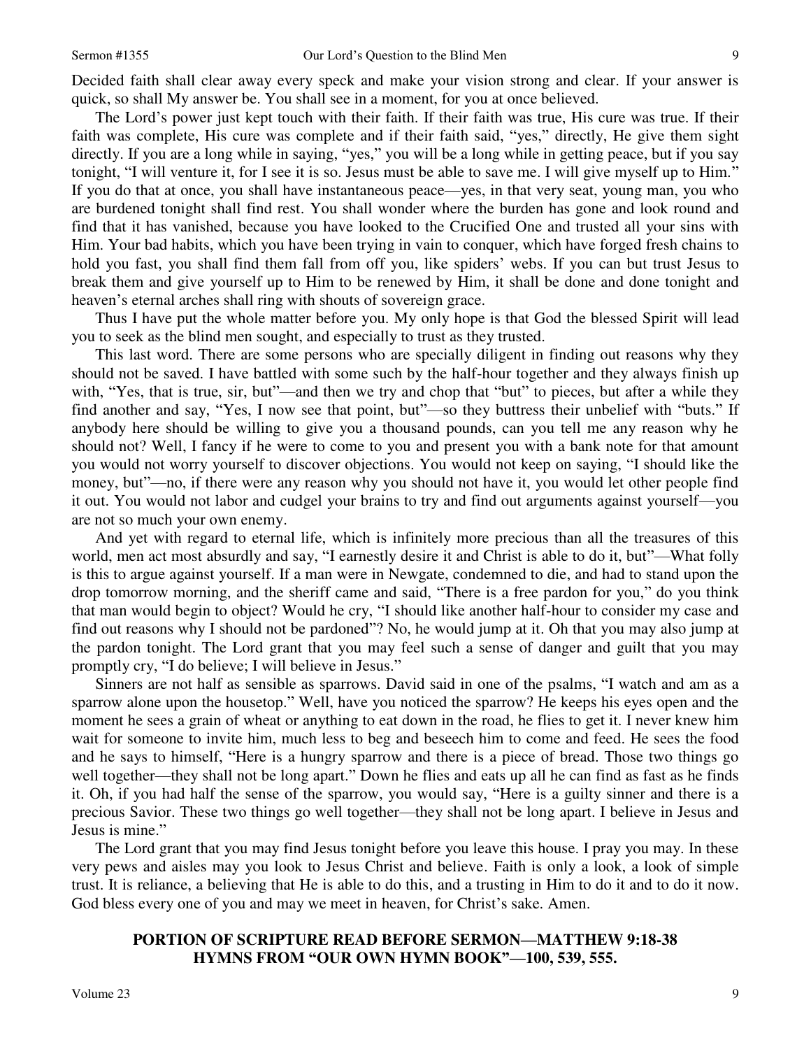Decided faith shall clear away every speck and make your vision strong and clear. If your answer is quick, so shall My answer be. You shall see in a moment, for you at once believed.

The Lord's power just kept touch with their faith. If their faith was true, His cure was true. If their faith was complete, His cure was complete and if their faith said, "yes," directly, He give them sight directly. If you are a long while in saying, "yes," you will be a long while in getting peace, but if you say tonight, "I will venture it, for I see it is so. Jesus must be able to save me. I will give myself up to Him." If you do that at once, you shall have instantaneous peace—yes, in that very seat, young man, you who are burdened tonight shall find rest. You shall wonder where the burden has gone and look round and find that it has vanished, because you have looked to the Crucified One and trusted all your sins with Him. Your bad habits, which you have been trying in vain to conquer, which have forged fresh chains to hold you fast, you shall find them fall from off you, like spiders' webs. If you can but trust Jesus to break them and give yourself up to Him to be renewed by Him, it shall be done and done tonight and heaven's eternal arches shall ring with shouts of sovereign grace.

Thus I have put the whole matter before you. My only hope is that God the blessed Spirit will lead you to seek as the blind men sought, and especially to trust as they trusted.

This last word. There are some persons who are specially diligent in finding out reasons why they should not be saved. I have battled with some such by the half-hour together and they always finish up with, "Yes, that is true, sir, but"—and then we try and chop that "but" to pieces, but after a while they find another and say, "Yes, I now see that point, but"—so they buttress their unbelief with "buts." If anybody here should be willing to give you a thousand pounds, can you tell me any reason why he should not? Well, I fancy if he were to come to you and present you with a bank note for that amount you would not worry yourself to discover objections. You would not keep on saying, "I should like the money, but"—no, if there were any reason why you should not have it, you would let other people find it out. You would not labor and cudgel your brains to try and find out arguments against yourself—you are not so much your own enemy.

And yet with regard to eternal life, which is infinitely more precious than all the treasures of this world, men act most absurdly and say, "I earnestly desire it and Christ is able to do it, but"—What folly is this to argue against yourself. If a man were in Newgate, condemned to die, and had to stand upon the drop tomorrow morning, and the sheriff came and said, "There is a free pardon for you," do you think that man would begin to object? Would he cry, "I should like another half-hour to consider my case and find out reasons why I should not be pardoned"? No, he would jump at it. Oh that you may also jump at the pardon tonight. The Lord grant that you may feel such a sense of danger and guilt that you may promptly cry, "I do believe; I will believe in Jesus."

Sinners are not half as sensible as sparrows. David said in one of the psalms, "I watch and am as a sparrow alone upon the housetop." Well, have you noticed the sparrow? He keeps his eyes open and the moment he sees a grain of wheat or anything to eat down in the road, he flies to get it. I never knew him wait for someone to invite him, much less to beg and beseech him to come and feed. He sees the food and he says to himself, "Here is a hungry sparrow and there is a piece of bread. Those two things go well together—they shall not be long apart." Down he flies and eats up all he can find as fast as he finds it. Oh, if you had half the sense of the sparrow, you would say, "Here is a guilty sinner and there is a precious Savior. These two things go well together—they shall not be long apart. I believe in Jesus and Jesus is mine."

The Lord grant that you may find Jesus tonight before you leave this house. I pray you may. In these very pews and aisles may you look to Jesus Christ and believe. Faith is only a look, a look of simple trust. It is reliance, a believing that He is able to do this, and a trusting in Him to do it and to do it now. God bless every one of you and may we meet in heaven, for Christ's sake. Amen.

## PORTION OF SCRIPTURE READ BEFORE SERMON—MATTHEW 9:18-38
## HYMNS FROM "OUR OWN HYMN BOOK"—100, 539, 555.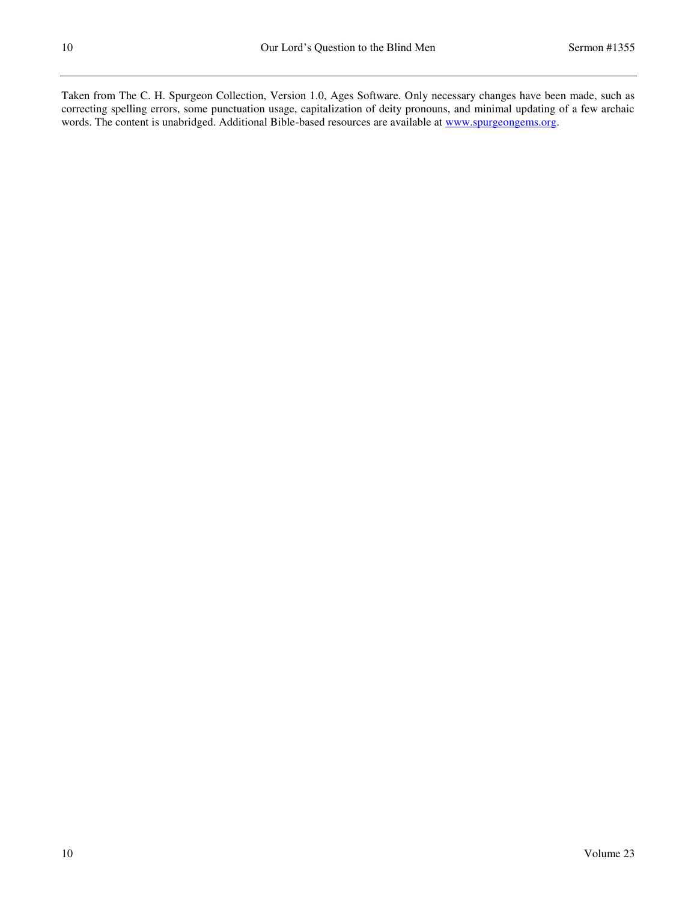Taken from The C. H. Spurgeon Collection, Version 1.0, Ages Software. Only necessary changes have been made, such as correcting spelling errors, some punctuation usage, capitalization of deity pronouns, and minimal updating of a few archaic words. The content is unabridged. Additional Bible-based resources are available at [www.spurgeongems.org](http://www.spurgeongems.org).